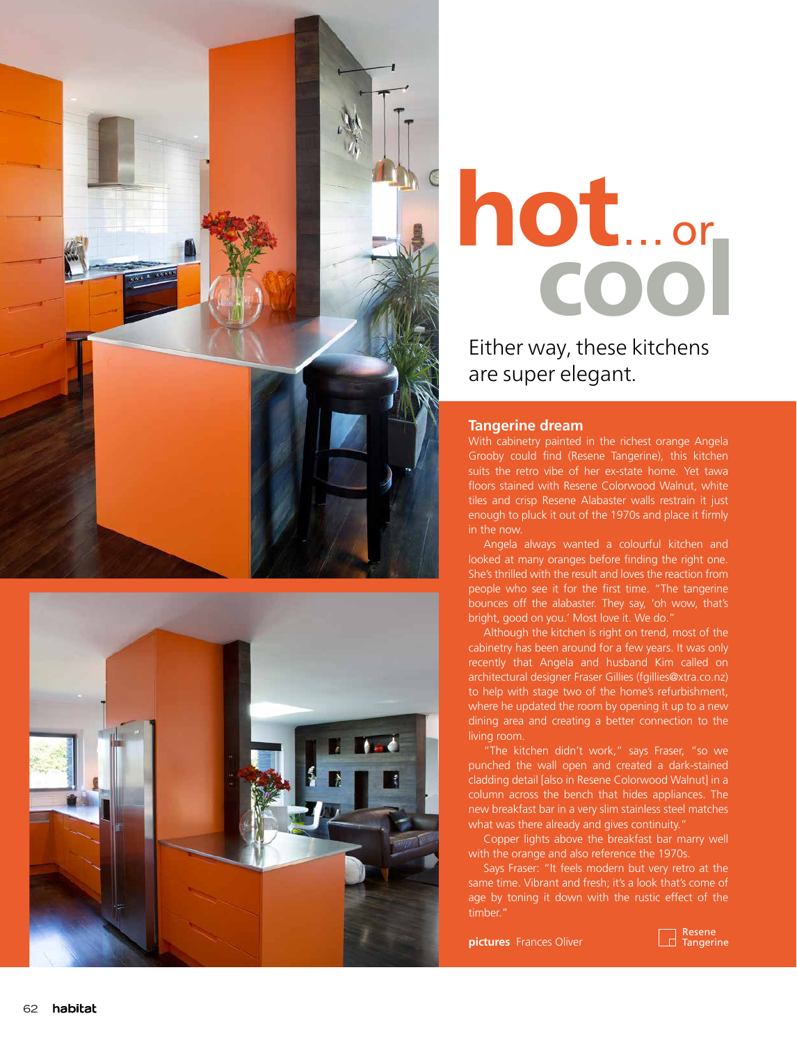# hot... or cool

Either way, these kitchens are super elegant.

## Tangerine dream

With cabinetry painted in the richest orange Angela Grooby could find (Resene Tangerine), this kitchen suits the retro vibe of her ex-state home. Yet tawa floors stained with Resene Colorwood Walnut, white tiles and crisp Resene Alabaster walls restrain it just enough to pluck it out of the 1970s and place it firmly in the now.

Angela always wanted a colourful kitchen and looked at many oranges before finding the right one. She's thrilled with the result and loves the reaction from people who see it for the first time. "The tangerine bounces off the alabaster. They say, 'oh wow, that's bright, good on you.' Most love it. We do."

Although the kitchen is right on trend, most of the cabinetry has been around for a few years. It was only recently that Angela and husband Kim called on architectural designer Fraser Gillies (fgillies@xtra.co.nz) to help with stage two of the home's refurbishment, where he updated the room by opening it up to a new dining area and creating a better connection to the living room.

"The kitchen didn't work," says Fraser, "so we punched the wall open and created a dark-stained cladding detail [also in Resene Colorwood Walnut] in a column across the bench that hides appliances. The new breakfast bar in a very slim stainless steel matches what was there already and gives continuity."

Copper lights above the breakfast bar marry well with the orange and also reference the 1970s.

Says Fraser: "It feels modern but very retro at the same time. Vibrant and fresh; it's a look that's come of age by toning it down with the rustic effect of the timber."

**pictures** Frances Oliver

Resene Tangerine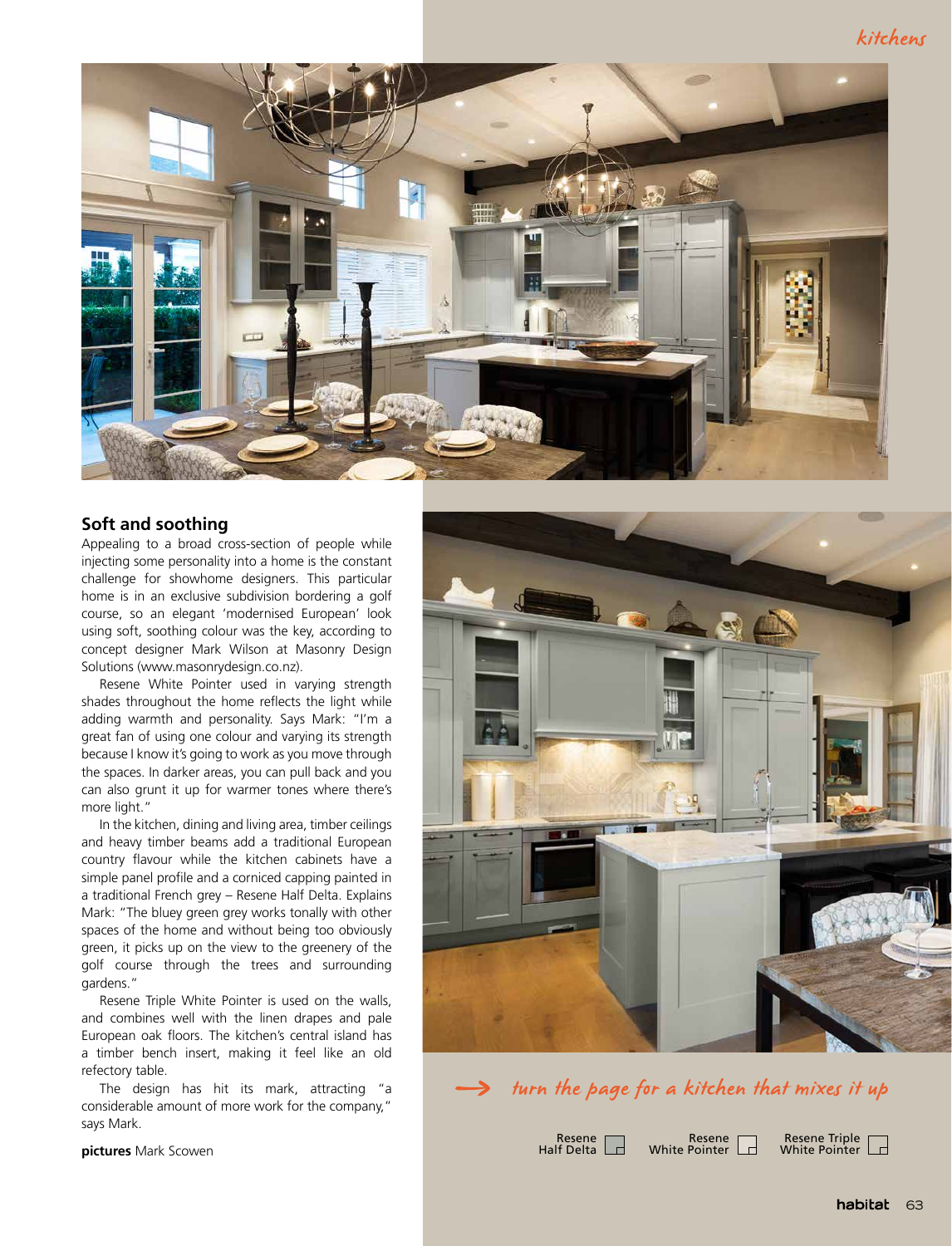## Soft and soothing

Appealing to a broad cross-section of people while injecting some personality into a home is the constant challenge for showhome designers. This particular home is in an exclusive subdivision bordering a golf course, so an elegant 'modernised European' look using soft, soothing colour was the key, according to concept designer Mark Wilson at Masonry Design Solutions (www.masonrydesign.co.nz).

Resene White Pointer used in varying strength shades throughout the home reflects the light while adding warmth and personality. Says Mark: "I'm a great fan of using one colour and varying its strength because I know it's going to work as you move through the spaces. In darker areas, you can pull back and you can also grunt it up for warmer tones where there's more light."

In the kitchen, dining and living area, timber ceilings and heavy timber beams add a traditional European country flavour while the kitchen cabinets have a simple panel profile and a corniced capping painted in a traditional French grey – Resene Half Delta. Explains Mark: "The bluey green grey works tonally with other spaces of the home and without being too obviously green, it picks up on the view to the greenery of the golf course through the trees and surrounding gardens."

Resene Triple White Pointer is used on the walls, and combines well with the linen drapes and pale European oak floors. The kitchen's central island has a timber bench insert, making it feel like an old refectory table.

The design has hit its mark, attracting "a considerable amount of more work for the company," says Mark.

**pictures** Mark Scowen

*turn the page for a kitchen that mixes it up*

Resene Half Delta

Resene White Pointer

Resene Triple White Pointer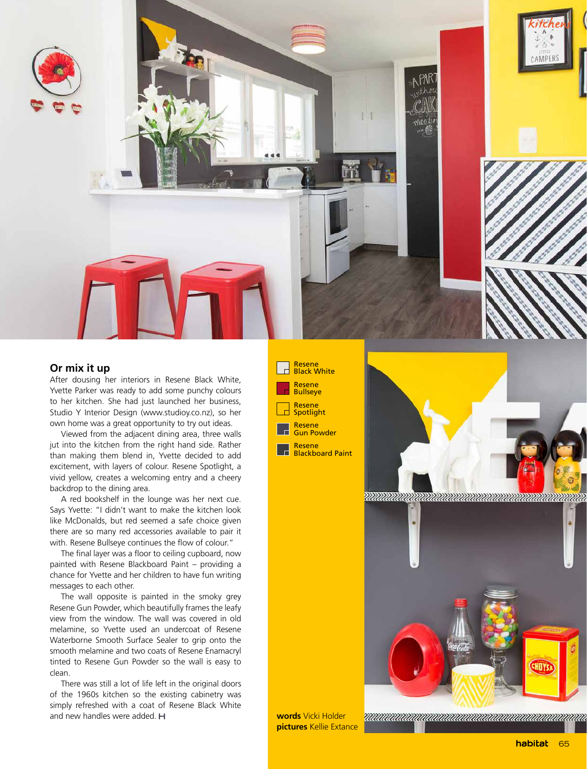## Or mix it up

After dousing her interiors in Resene Black White, Yvette Parker was ready to add some punchy colours to her kitchen. She had just launched her business, Studio Y Interior Design (www.studioy.co.nz), so her own home was a great opportunity to try out ideas.

Viewed from the adjacent dining area, three walls jut into the kitchen from the right hand side. Rather than making them blend in, Yvette decided to add excitement, with layers of colour. Resene Spotlight, a vivid yellow, creates a welcoming entry and a cheery backdrop to the dining area.

A red bookshelf in the lounge was her next cue. Says Yvette: "I didn't want to make the kitchen look like McDonalds, but red seemed a safe choice given there are so many red accessories available to pair it with. Resene Bullseye continues the flow of colour."

The final layer was a floor to ceiling cupboard, now painted with Resene Blackboard Paint – providing a chance for Yvette and her children to have fun writing messages to each other.

The wall opposite is painted in the smoky grey Resene Gun Powder, which beautifully frames the leafy view from the window. The wall was covered in old melamine, so Yvette used an undercoat of Resene Waterborne Smooth Surface Sealer to grip onto the smooth melamine and two coats of Resene Enamacryl tinted to Resene Gun Powder so the wall is easy to clean.

There was still a lot of life left in the original doors of the 1960s kitchen so the existing cabinetry was simply refreshed with a coat of Resene Black White and new handles were added. H

Resene Black White
Resene Bullseye
Resene Spotlight
Resene Gun Powder
Resene Blackboard Paint

**words** Vicki Holder
**pictures** Kellie Extance